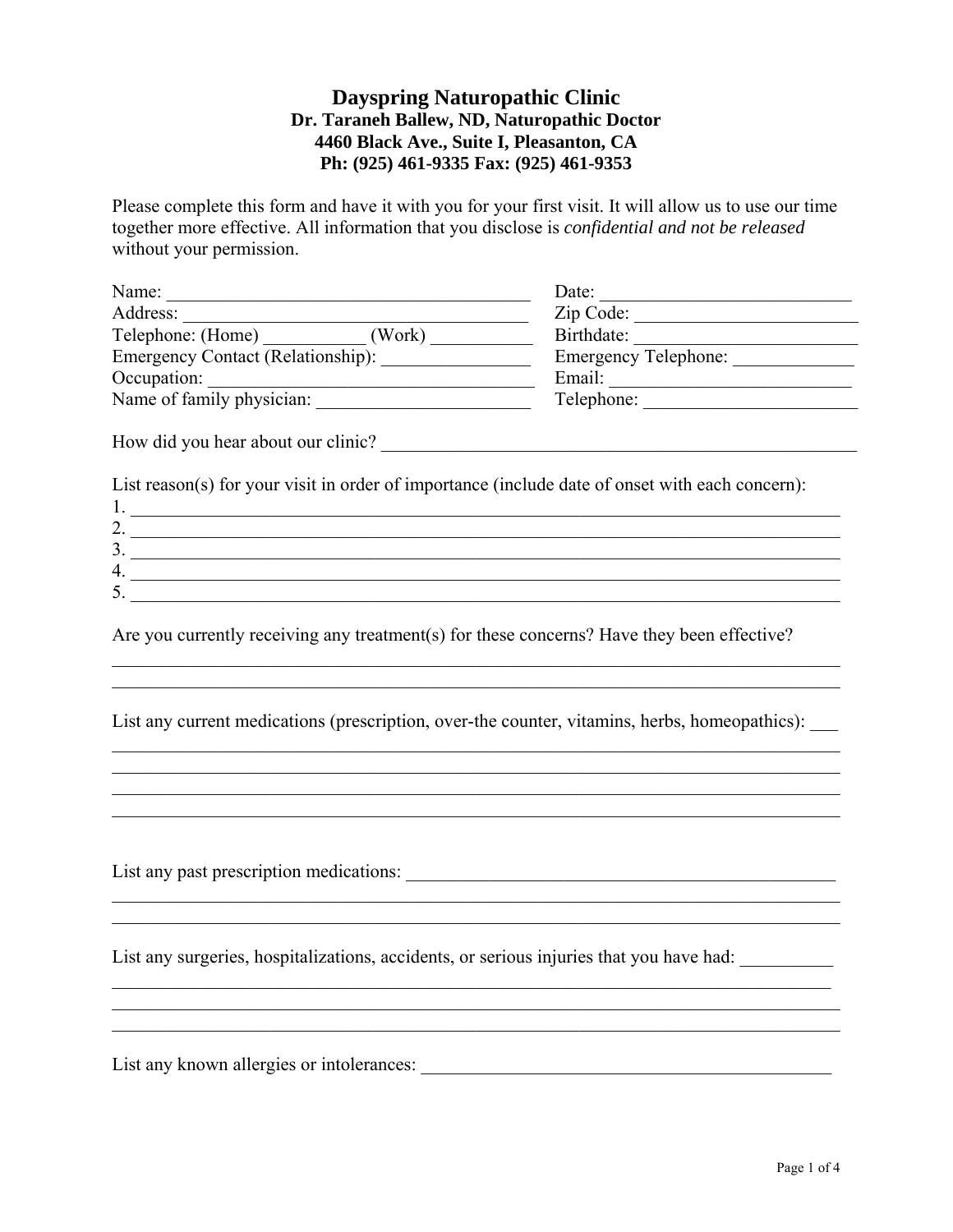# Dayspring Naturopathic Clinic

**Dr. Taraneh Ballew, ND, Naturopathic Doctor**
**4460 Black Ave., Suite I, Pleasanton, CA**
**Ph: (925) 461-9335 Fax: (925) 461-9353**

Please complete this form and have it with you for your first visit. It will allow us to use our time together more effective. All information that you disclose is *confidential and not be released* without your permission.

Name: ________________________________________ Date: ___________________________

Address: ______________________________________ Zip Code: ________________________

Telephone: (Home) ___________ (Work) ___________ Birthdate: ________________________

Emergency Contact (Relationship): ________________ Emergency Telephone: _____________

Occupation: ____________________________________ Email: ___________________________

Name of family physician: _______________________ Telephone: _______________________

How did you hear about our clinic? ____________________________________________________

List reason(s) for your visit in order of importance (include date of onset with each concern):

1. ______________________________________________________________________________
2. ______________________________________________________________________________
3. ______________________________________________________________________________
4. ______________________________________________________________________________
5. ______________________________________________________________________________

Are you currently receiving any treatment(s) for these concerns? Have they been effective?

________________________________________________________________________________

________________________________________________________________________________

List any current medications (prescription, over-the counter, vitamins, herbs, homeopathics): ___

________________________________________________________________________________

________________________________________________________________________________

________________________________________________________________________________

________________________________________________________________________________

List any past prescription medications: ________________________________________________

________________________________________________________________________________

________________________________________________________________________________

List any surgeries, hospitalizations, accidents, or serious injuries that you have had: __________

________________________________________________________________________________

________________________________________________________________________________

________________________________________________________________________________

List any known allergies or intolerances: _______________________________________________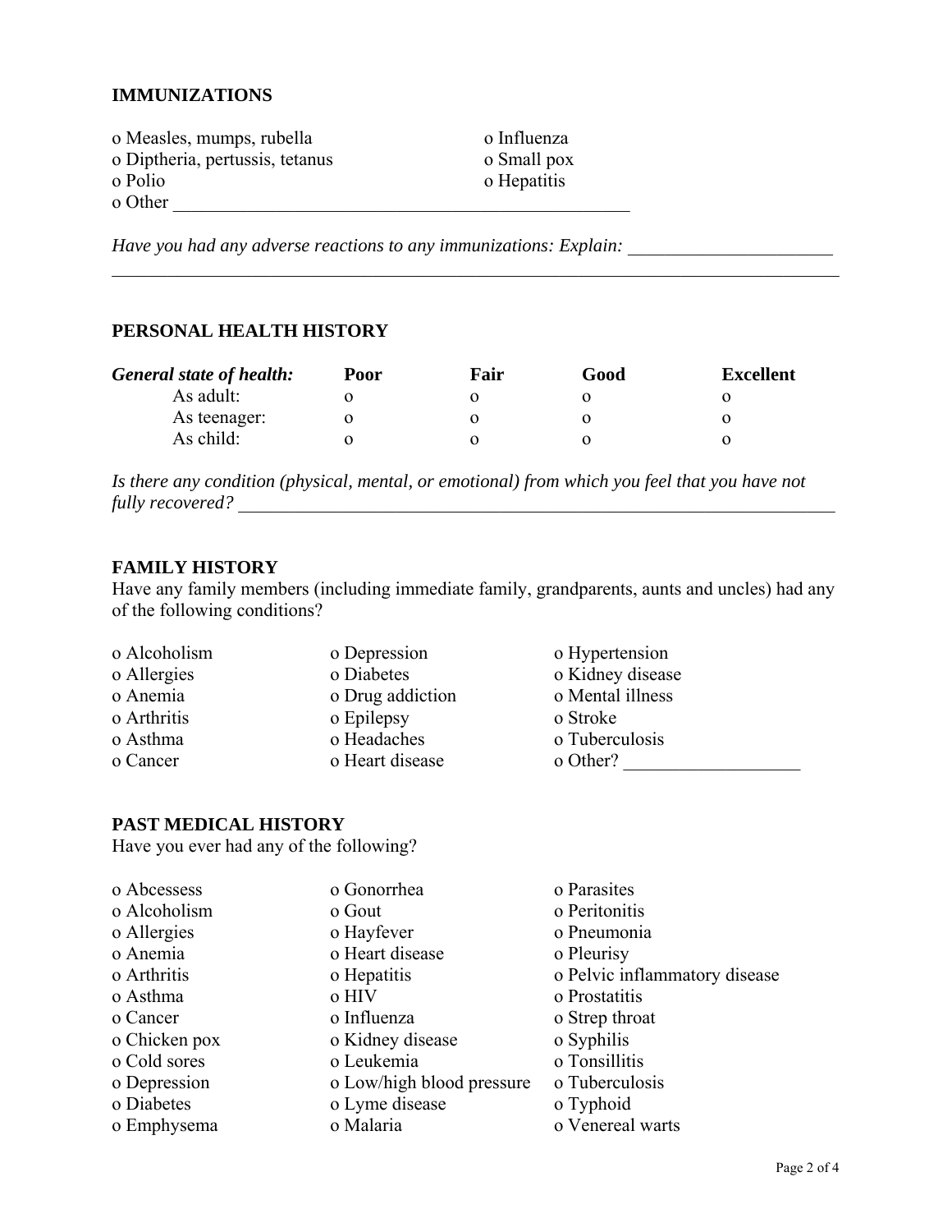## IMMUNIZATIONS

o Measles, mumps, rubella
o Diptheria, pertussis, tetanus
o Polio
o Other ___________________________________________________
o Influenza
o Small pox
o Hepatitis

*Have you had any adverse reactions to any immunizations: Explain:* ______________________
__________________________________________________________________________________

## PERSONAL HEALTH HISTORY

| ***General state of health:*** | **Poor** | **Fair** | **Good** | **Excellent** |
|---|---|---|---|---|
| As adult: | o | o | o | o |
| As teenager: | o | o | o | o |
| As child: | o | o | o | o |

*Is there any condition (physical, mental, or emotional) from which you feel that you have not fully recovered?* _____________________________________________________________________

## FAMILY HISTORY

Have any family members (including immediate family, grandparents, aunts and uncles) had any of the following conditions?

o Alcoholism
o Allergies
o Anemia
o Arthritis
o Asthma
o Cancer
o Depression
o Diabetes
o Drug addiction
o Epilepsy
o Headaches
o Heart disease
o Hypertension
o Kidney disease
o Mental illness
o Stroke
o Tuberculosis
o Other? ___________________

## PAST MEDICAL HISTORY

Have you ever had any of the following?

o Abcessess
o Alcoholism
o Allergies
o Anemia
o Arthritis
o Asthma
o Cancer
o Chicken pox
o Cold sores
o Depression
o Diabetes
o Emphysema
o Gonorrhea
o Gout
o Hayfever
o Heart disease
o Hepatitis
o HIV
o Influenza
o Kidney disease
o Leukemia
o Low/high blood pressure
o Lyme disease
o Malaria
o Parasites
o Peritonitis
o Pneumonia
o Pleurisy
o Pelvic inflammatory disease
o Prostatitis
o Strep throat
o Syphilis
o Tonsillitis
o Tuberculosis
o Typhoid
o Venereal warts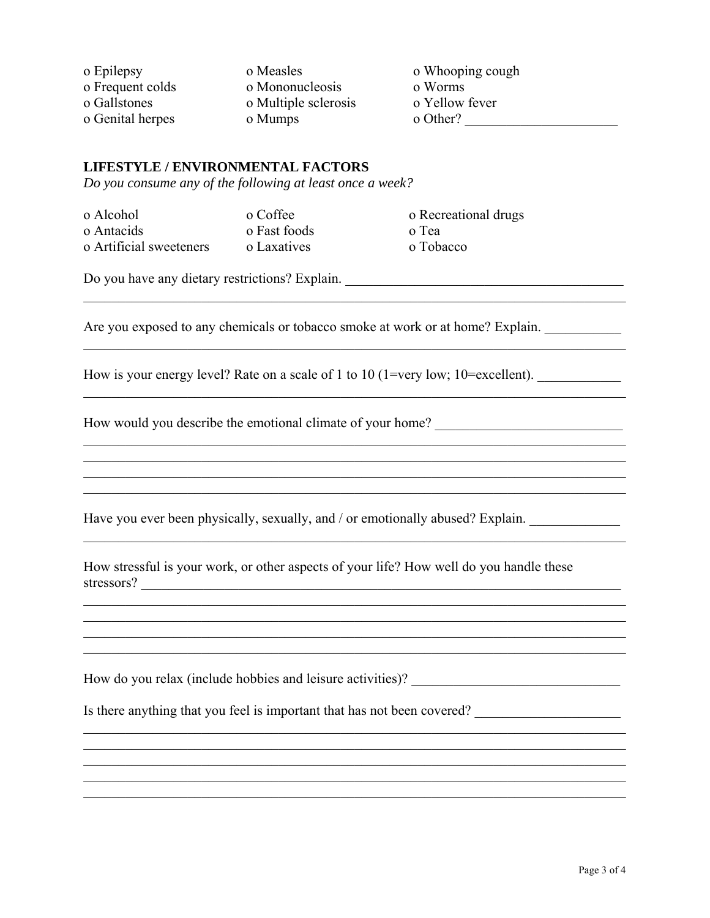o Epilepsy
o Frequent colds
o Gallstones
o Genital herpes
o Measles
o Mononucleosis
o Multiple sclerosis
o Mumps
o Whooping cough
o Worms
o Yellow fever
o Other? ______________________

**LIFESTYLE / ENVIRONMENTAL FACTORS**

*Do you consume any of the following at least once a week?*

o Alcohol
o Antacids
o Artificial sweeteners
o Coffee
o Fast foods
o Laxatives
o Recreational drugs
o Tea
o Tobacco

Do you have any dietary restrictions? Explain. __________________________________________
________________________________________________________________________________

Are you exposed to any chemicals or tobacco smoke at work or at home? Explain. ___________
________________________________________________________________________________

How is your energy level? Rate on a scale of 1 to 10 (1=very low; 10=excellent). ____________
________________________________________________________________________________

How would you describe the emotional climate of your home? ____________________________
________________________________________________________________________________
________________________________________________________________________________
________________________________________________________________________________
________________________________________________________________________________

Have you ever been physically, sexually, and / or emotionally abused? Explain. _____________
________________________________________________________________________________

How stressful is your work, or other aspects of your life? How well do you handle these stressors? ___________________________________________________________________________
________________________________________________________________________________
________________________________________________________________________________
________________________________________________________________________________
________________________________________________________________________________

How do you relax (include hobbies and leisure activities)? _______________________________

Is there anything that you feel is important that has not been covered? _____________________
________________________________________________________________________________
________________________________________________________________________________
________________________________________________________________________________
________________________________________________________________________________
________________________________________________________________________________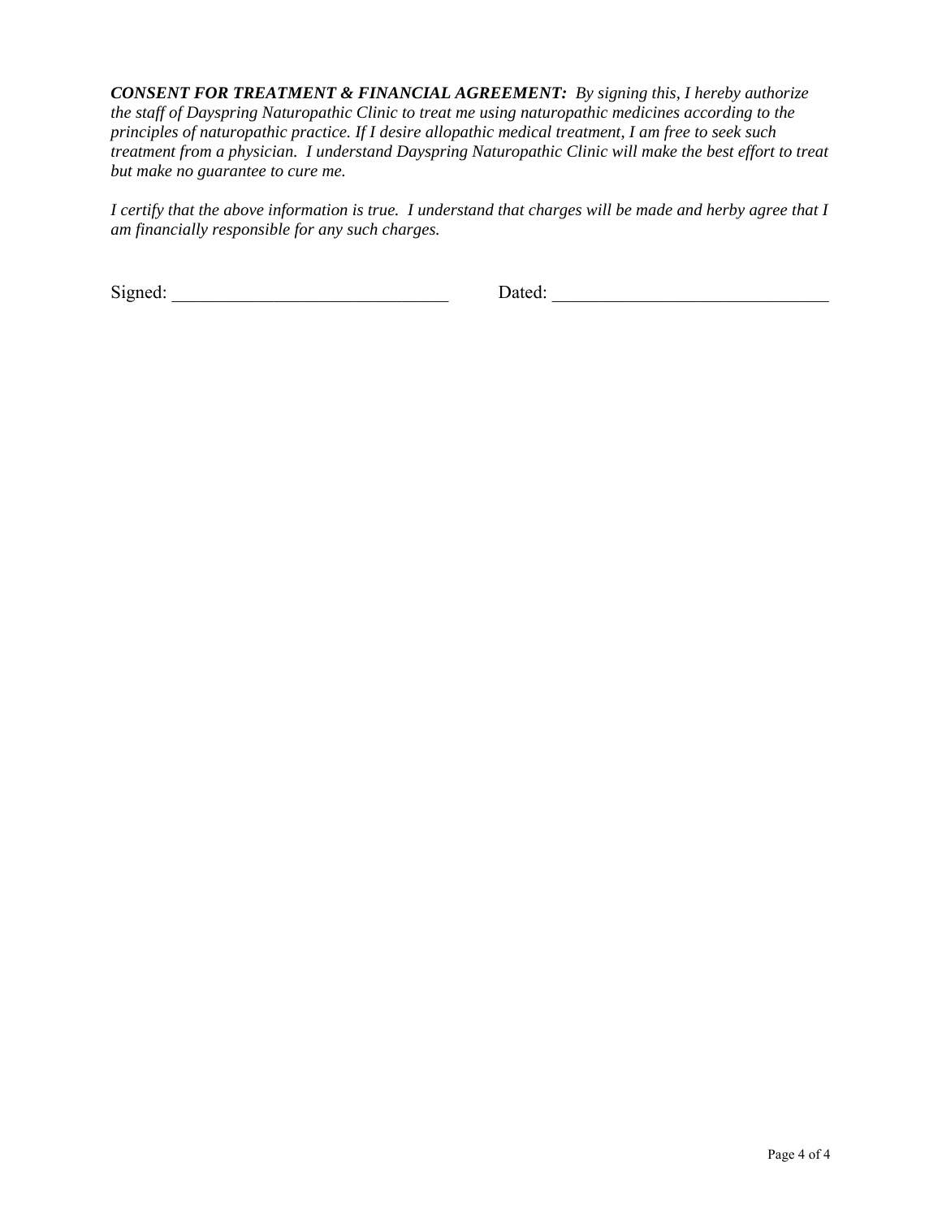***CONSENT FOR TREATMENT & FINANCIAL AGREEMENT:*** *By signing this, I hereby authorize the staff of Dayspring Naturopathic Clinic to treat me using naturopathic medicines according to the principles of naturopathic practice. If I desire allopathic medical treatment, I am free to seek such treatment from a physician. I understand Dayspring Naturopathic Clinic will make the best effort to treat but make no guarantee to cure me.*

*I certify that the above information is true. I understand that charges will be made and herby agree that I am financially responsible for any such charges.*

Signed: ______________________________ Dated: ______________________________